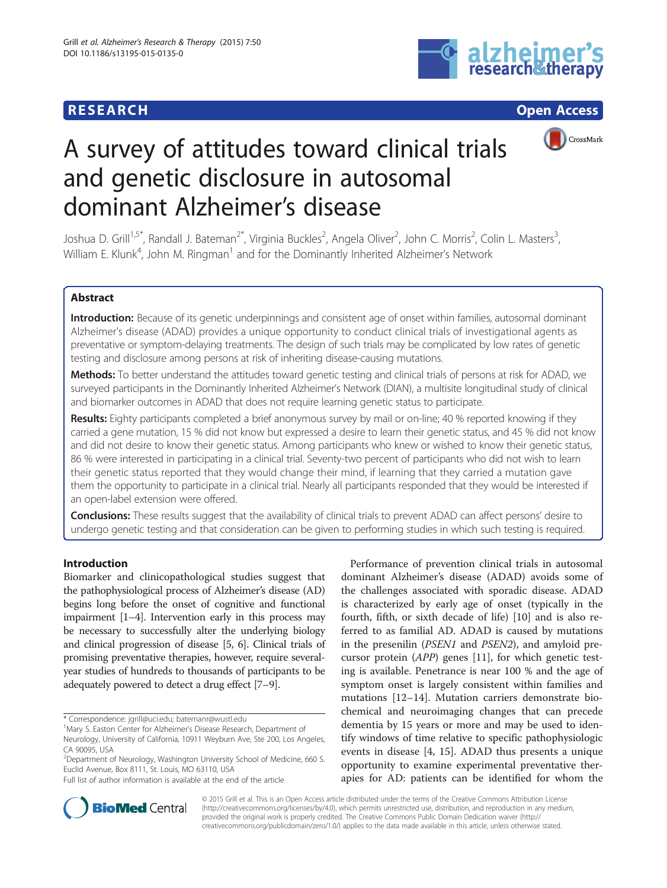RESEARCH Open Access

# A survey of attitudes toward clinical trials and genetic disclosure in autosomal dominant Alzheimer's disease

Joshua D. Grill[1,5*], Randall J. Bateman[2*], Virginia Buckles[2], Angela Oliver[2], John C. Morris[2], Colin L. Masters[3], William E. Klunk[4], John M. Ringman[1] and for the Dominantly Inherited Alzheimer's Network

## Abstract

**Introduction:** Because of its genetic underpinnings and consistent age of onset within families, autosomal dominant Alzheimer's disease (ADAD) provides a unique opportunity to conduct clinical trials of investigational agents as preventative or symptom-delaying treatments. The design of such trials may be complicated by low rates of genetic testing and disclosure among persons at risk of inheriting disease-causing mutations.

**Methods:** To better understand the attitudes toward genetic testing and clinical trials of persons at risk for ADAD, we surveyed participants in the Dominantly Inherited Alzheimer's Network (DIAN), a multisite longitudinal study of clinical and biomarker outcomes in ADAD that does not require learning genetic status to participate.

**Results:** Eighty participants completed a brief anonymous survey by mail or on-line; 40 % reported knowing if they carried a gene mutation, 15 % did not know but expressed a desire to learn their genetic status, and 45 % did not know and did not desire to know their genetic status. Among participants who knew or wished to know their genetic status, 86 % were interested in participating in a clinical trial. Seventy-two percent of participants who did not wish to learn their genetic status reported that they would change their mind, if learning that they carried a mutation gave them the opportunity to participate in a clinical trial. Nearly all participants responded that they would be interested if an open-label extension were offered.

**Conclusions:** These results suggest that the availability of clinical trials to prevent ADAD can affect persons' desire to undergo genetic testing and that consideration can be given to performing studies in which such testing is required.

## Introduction

Biomarker and clinicopathological studies suggest that the pathophysiological process of Alzheimer's disease (AD) begins long before the onset of cognitive and functional impairment [1–4]. Intervention early in this process may be necessary to successfully alter the underlying biology and clinical progression of disease [5, 6]. Clinical trials of promising preventative therapies, however, require several-year studies of hundreds to thousands of participants to be adequately powered to detect a drug effect [7–9].

Performance of prevention clinical trials in autosomal dominant Alzheimer's disease (ADAD) avoids some of the challenges associated with sporadic disease. ADAD is characterized by early age of onset (typically in the fourth, fifth, or sixth decade of life) [10] and is also referred to as familial AD. ADAD is caused by mutations in the presenilin (*PSEN1* and *PSEN2*), and amyloid precursor protein (*APP*) genes [11], for which genetic testing is available. Penetrance is near 100 % and the age of symptom onset is largely consistent within families and mutations [12–14]. Mutation carriers demonstrate biochemical and neuroimaging changes that can precede dementia by 15 years or more and may be used to identify windows of time relative to specific pathophysiologic events in disease [4, 15]. ADAD thus presents a unique opportunity to examine experimental preventative therapies for AD: patients can be identified for whom the

\* Correspondence: jgrill@uci.edu; batemanr@wustl.edu
[1]Mary S. Easton Center for Alzheimer's Disease Research, Department of Neurology, University of California, 10911 Weyburn Ave, Ste 200, Los Angeles, CA 90095, USA
[2]Department of Neurology, Washington University School of Medicine, 660 S. Euclid Avenue, Box 8111, St. Louis, MO 63110, USA
Full list of author information is available at the end of the article

© 2015 Grill et al. This is an Open Access article distributed under the terms of the Creative Commons Attribution License (http://creativecommons.org/licenses/by/4.0), which permits unrestricted use, distribution, and reproduction in any medium, provided the original work is properly credited. The Creative Commons Public Domain Dedication waiver (http://creativecommons.org/publicdomain/zero/1.0/) applies to the data made available in this article, unless otherwise stated.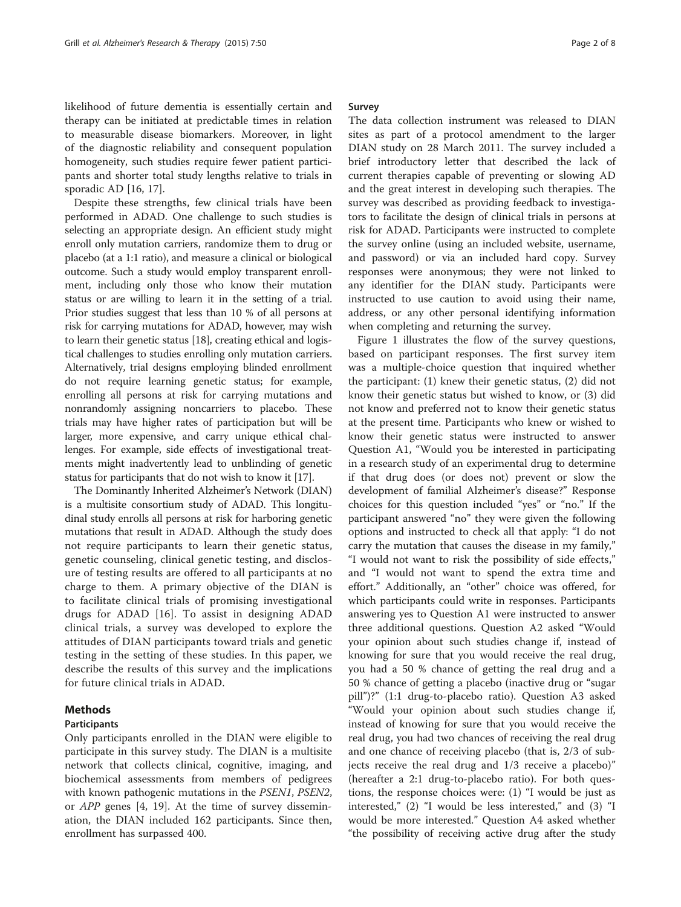likelihood of future dementia is essentially certain and therapy can be initiated at predictable times in relation to measurable disease biomarkers. Moreover, in light of the diagnostic reliability and consequent population homogeneity, such studies require fewer patient participants and shorter total study lengths relative to trials in sporadic AD [16, 17].

Despite these strengths, few clinical trials have been performed in ADAD. One challenge to such studies is selecting an appropriate design. An efficient study might enroll only mutation carriers, randomize them to drug or placebo (at a 1:1 ratio), and measure a clinical or biological outcome. Such a study would employ transparent enrollment, including only those who know their mutation status or are willing to learn it in the setting of a trial. Prior studies suggest that less than 10 % of all persons at risk for carrying mutations for ADAD, however, may wish to learn their genetic status [18], creating ethical and logistical challenges to studies enrolling only mutation carriers. Alternatively, trial designs employing blinded enrollment do not require learning genetic status; for example, enrolling all persons at risk for carrying mutations and nonrandomly assigning noncarriers to placebo. These trials may have higher rates of participation but will be larger, more expensive, and carry unique ethical challenges. For example, side effects of investigational treatments might inadvertently lead to unblinding of genetic status for participants that do not wish to know it [17].

The Dominantly Inherited Alzheimer's Network (DIAN) is a multisite consortium study of ADAD. This longitudinal study enrolls all persons at risk for harboring genetic mutations that result in ADAD. Although the study does not require participants to learn their genetic status, genetic counseling, clinical genetic testing, and disclosure of testing results are offered to all participants at no charge to them. A primary objective of the DIAN is to facilitate clinical trials of promising investigational drugs for ADAD [16]. To assist in designing ADAD clinical trials, a survey was developed to explore the attitudes of DIAN participants toward trials and genetic testing in the setting of these studies. In this paper, we describe the results of this survey and the implications for future clinical trials in ADAD.

## Methods

### Participants

Only participants enrolled in the DIAN were eligible to participate in this survey study. The DIAN is a multisite network that collects clinical, cognitive, imaging, and biochemical assessments from members of pedigrees with known pathogenic mutations in the *PSEN1*, *PSEN2*, or *APP* genes [4, 19]. At the time of survey dissemination, the DIAN included 162 participants. Since then, enrollment has surpassed 400.

### Survey

The data collection instrument was released to DIAN sites as part of a protocol amendment to the larger DIAN study on 28 March 2011. The survey included a brief introductory letter that described the lack of current therapies capable of preventing or slowing AD and the great interest in developing such therapies. The survey was described as providing feedback to investigators to facilitate the design of clinical trials in persons at risk for ADAD. Participants were instructed to complete the survey online (using an included website, username, and password) or via an included hard copy. Survey responses were anonymous; they were not linked to any identifier for the DIAN study. Participants were instructed to use caution to avoid using their name, address, or any other personal identifying information when completing and returning the survey.

Figure 1 illustrates the flow of the survey questions, based on participant responses. The first survey item was a multiple-choice question that inquired whether the participant: (1) knew their genetic status, (2) did not know their genetic status but wished to know, or (3) did not know and preferred not to know their genetic status at the present time. Participants who knew or wished to know their genetic status were instructed to answer Question A1, "Would you be interested in participating in a research study of an experimental drug to determine if that drug does (or does not) prevent or slow the development of familial Alzheimer's disease?" Response choices for this question included "yes" or "no." If the participant answered "no" they were given the following options and instructed to check all that apply: "I do not carry the mutation that causes the disease in my family," "I would not want to risk the possibility of side effects," and "I would not want to spend the extra time and effort." Additionally, an "other" choice was offered, for which participants could write in responses. Participants answering yes to Question A1 were instructed to answer three additional questions. Question A2 asked "Would your opinion about such studies change if, instead of knowing for sure that you would receive the real drug, you had a 50 % chance of getting the real drug and a 50 % chance of getting a placebo (inactive drug or "sugar pill")?" (1:1 drug-to-placebo ratio). Question A3 asked "Would your opinion about such studies change if, instead of knowing for sure that you would receive the real drug, you had two chances of receiving the real drug and one chance of receiving placebo (that is, 2/3 of subjects receive the real drug and 1/3 receive a placebo)" (hereafter a 2:1 drug-to-placebo ratio). For both questions, the response choices were: (1) "I would be just as interested," (2) "I would be less interested," and (3) "I would be more interested." Question A4 asked whether "the possibility of receiving active drug after the study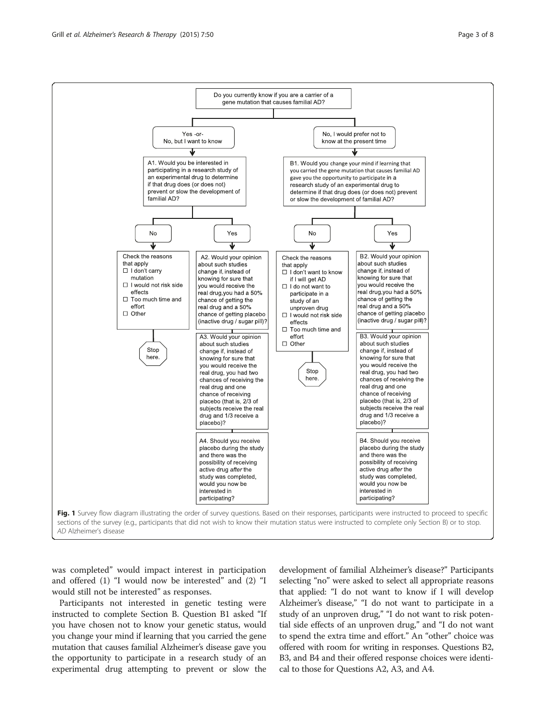Do you currently know if you are a carrier of a gene mutation that causes familial AD?

- **Yes -or- No, but I want to know**
  - A1. Would you be interested in participating in a research study of an experimental drug to determine if that drug does (or does not) prevent or slow the development of familial AD?
    - **No**
      - Check the reasons that apply
        - ☐ I don't carry mutation
        - ☐ I would not risk side effects
        - ☐ Too much time and effort
        - ☐ Other
      - Stop here.
    - **Yes**
      - A2. Would your opinion about such studies change if, instead of knowing for sure that you would receive the real drug,you had a 50% chance of getting the real drug and a 50% chance of getting placebo (inactive drug / sugar pill)?
      - A3. Would your opinion about such studies change if, instead of knowing for sure that you would receive the real drug, you had two chances of receiving the real drug and one chance of receiving placebo (that is, 2/3 of subjects receive the real drug and 1/3 receive a placebo)?
      - A4. Should you receive placebo during the study and there was the possibility of receiving active drug *after* the study was completed, would you now be interested in participating?
- **No, I would prefer not to know at the present time**
  - B1. Would you change your mind if learning that you carried the gene mutation that causes familial AD gave you the opportunity to participate in a research study of an experimental drug to determine if that drug does (or does not) prevent or slow the development of familial AD?
    - **No**
      - Check the reasons that apply
        - ☐ I don't want to know if I will get AD
        - ☐ I do not want to participate in a study of an unproven drug
        - ☐ I would not risk side effects
        - ☐ Too much time and effort
        - ☐ Other
      - Stop here.
    - **Yes**
      - B2. Would your opinion about such studies change if, instead of knowing for sure that you would receive the real drug,you had a 50% chance of getting the real drug and a 50% chance of getting placebo (inactive drug / sugar pill)?
      - B3. Would your opinion about such studies change if, instead of knowing for sure that you would receive the real drug, you had two chances of receiving the real drug and one chance of receiving placebo (that is, 2/3 of subjects receive the real drug and 1/3 receive a placebo)?
      - B4. Should you receive placebo during the study and there was the possibility of receiving active drug *after* the study was completed, would you now be interested in participating?

**Fig. 1** Survey flow diagram illustrating the order of survey questions. Based on their responses, participants were instructed to proceed to specific sections of the survey (e.g., participants that did not wish to know their mutation status were instructed to complete only Section B) or to stop. *AD* Alzheimer's disease

was completed" would impact interest in participation and offered (1) "I would now be interested" and (2) "I would still not be interested" as responses.

Participants not interested in genetic testing were instructed to complete Section B. Question B1 asked "If you have chosen not to know your genetic status, would you change your mind if learning that you carried the gene mutation that causes familial Alzheimer's disease gave you the opportunity to participate in a research study of an experimental drug attempting to prevent or slow the development of familial Alzheimer's disease?" Participants selecting "no" were asked to select all appropriate reasons that applied: "I do not want to know if I will develop Alzheimer's disease," "I do not want to participate in a study of an unproven drug," "I do not want to risk potential side effects of an unproven drug," and "I do not want to spend the extra time and effort." An "other" choice was offered with room for writing in responses. Questions B2, B3, and B4 and their offered response choices were identical to those for Questions A2, A3, and A4.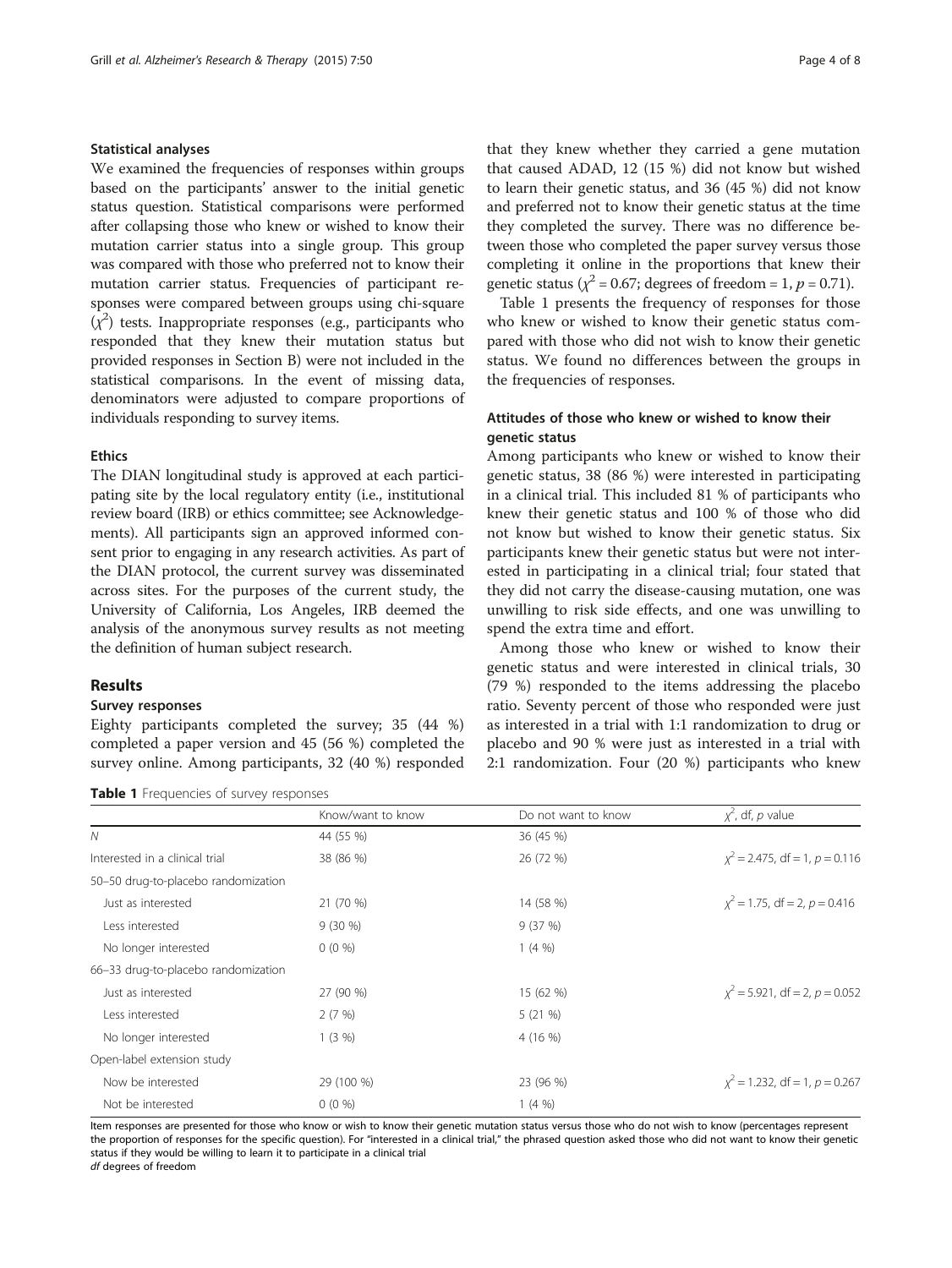### Statistical analyses

We examined the frequencies of responses within groups based on the participants' answer to the initial genetic status question. Statistical comparisons were performed after collapsing those who knew or wished to know their mutation carrier status into a single group. This group was compared with those who preferred not to know their mutation carrier status. Frequencies of participant responses were compared between groups using chi-square ($\chi^2$) tests. Inappropriate responses (e.g., participants who responded that they knew their mutation status but provided responses in Section B) were not included in the statistical comparisons. In the event of missing data, denominators were adjusted to compare proportions of individuals responding to survey items.

### Ethics

The DIAN longitudinal study is approved at each participating site by the local regulatory entity (i.e., institutional review board (IRB) or ethics committee; see Acknowledgements). All participants sign an approved informed consent prior to engaging in any research activities. As part of the DIAN protocol, the current survey was disseminated across sites. For the purposes of the current study, the University of California, Los Angeles, IRB deemed the analysis of the anonymous survey results as not meeting the definition of human subject research.

## Results

### Survey responses

Eighty participants completed the survey; 35 (44 %) completed a paper version and 45 (56 %) completed the survey online. Among participants, 32 (40 %) responded that they knew whether they carried a gene mutation that caused ADAD, 12 (15 %) did not know but wished to learn their genetic status, and 36 (45 %) did not know and preferred not to know their genetic status at the time they completed the survey. There was no difference between those who completed the paper survey versus those completing it online in the proportions that knew their genetic status ($\chi^2 = 0.67$; degrees of freedom = 1, $p = 0.71$).

Table 1 presents the frequency of responses for those who knew or wished to know their genetic status compared with those who did not wish to know their genetic status. We found no differences between the groups in the frequencies of responses.

**Table 1** Frequencies of survey responses

| | Know/want to know | Do not want to know | $\chi^2$, df, *p* value |
|---|---|---|---|
| *N* | 44 (55 %) | 36 (45 %) | |
| Interested in a clinical trial | 38 (86 %) | 26 (72 %) | $\chi^2 = 2.475$, df = 1, $p = 0.116$ |
| 50–50 drug-to-placebo randomization | | | |
| Just as interested | 21 (70 %) | 14 (58 %) | $\chi^2 = 1.75$, df = 2, $p = 0.416$ |
| Less interested | 9 (30 %) | 9 (37 %) | |
| No longer interested | 0 (0 %) | 1 (4 %) | |
| 66–33 drug-to-placebo randomization | | | |
| Just as interested | 27 (90 %) | 15 (62 %) | $\chi^2 = 5.921$, df = 2, $p = 0.052$ |
| Less interested | 2 (7 %) | 5 (21 %) | |
| No longer interested | 1 (3 %) | 4 (16 %) | |
| Open-label extension study | | | |
| Now be interested | 29 (100 %) | 23 (96 %) | $\chi^2 = 1.232$, df = 1, $p = 0.267$ |
| Not be interested | 0 (0 %) | 1 (4 %) | |

Item responses are presented for those who know or wish to know their genetic mutation status versus those who do not wish to know (percentages represent the proportion of responses for the specific question). For "interested in a clinical trial," the phrased question asked those who did not want to know their genetic status if they would be willing to learn it to participate in a clinical trial
*df* degrees of freedom

### Attitudes of those who knew or wished to know their genetic status

Among participants who knew or wished to know their genetic status, 38 (86 %) were interested in participating in a clinical trial. This included 81 % of participants who knew their genetic status and 100 % of those who did not know but wished to know their genetic status. Six participants knew their genetic status but were not interested in participating in a clinical trial; four stated that they did not carry the disease-causing mutation, one was unwilling to risk side effects, and one was unwilling to spend the extra time and effort.

Among those who knew or wished to know their genetic status and were interested in clinical trials, 30 (79 %) responded to the items addressing the placebo ratio. Seventy percent of those who responded were just as interested in a trial with 1:1 randomization to drug or placebo and 90 % were just as interested in a trial with 2:1 randomization. Four (20 %) participants who knew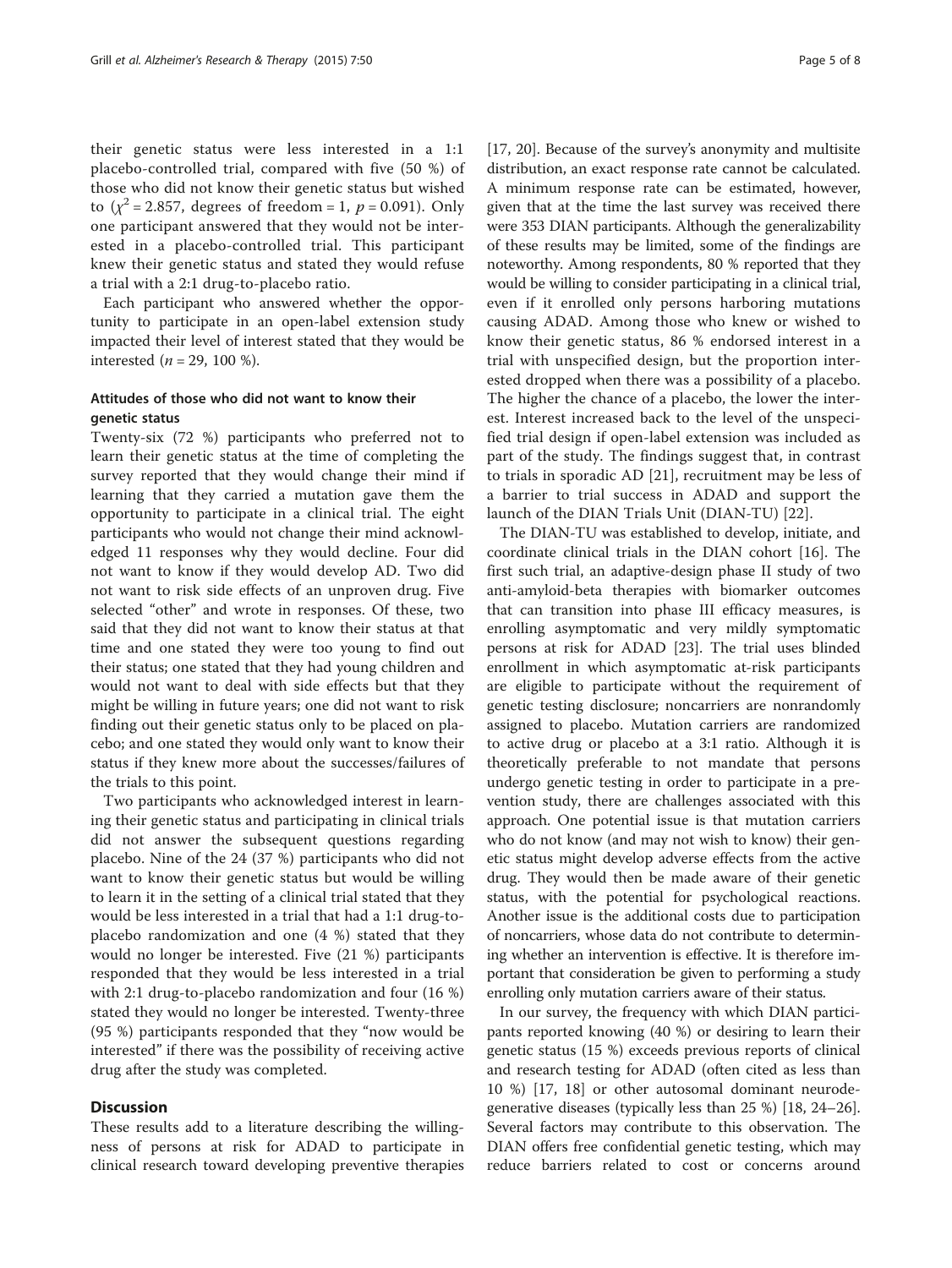their genetic status were less interested in a 1:1 placebo-controlled trial, compared with five (50 %) of those who did not know their genetic status but wished to ($\chi^2 = 2.857$, degrees of freedom = 1, $p = 0.091$). Only one participant answered that they would not be interested in a placebo-controlled trial. This participant knew their genetic status and stated they would refuse a trial with a 2:1 drug-to-placebo ratio.

Each participant who answered whether the opportunity to participate in an open-label extension study impacted their level of interest stated that they would be interested ($n = 29$, 100 %).

### Attitudes of those who did not want to know their genetic status

Twenty-six (72 %) participants who preferred not to learn their genetic status at the time of completing the survey reported that they would change their mind if learning that they carried a mutation gave them the opportunity to participate in a clinical trial. The eight participants who would not change their mind acknowledged 11 responses why they would decline. Four did not want to know if they would develop AD. Two did not want to risk side effects of an unproven drug. Five selected "other" and wrote in responses. Of these, two said that they did not want to know their status at that time and one stated they were too young to find out their status; one stated that they had young children and would not want to deal with side effects but that they might be willing in future years; one did not want to risk finding out their genetic status only to be placed on placebo; and one stated they would only want to know their status if they knew more about the successes/failures of the trials to this point.

Two participants who acknowledged interest in learning their genetic status and participating in clinical trials did not answer the subsequent questions regarding placebo. Nine of the 24 (37 %) participants who did not want to know their genetic status but would be willing to learn it in the setting of a clinical trial stated that they would be less interested in a trial that had a 1:1 drug-to-placebo randomization and one (4 %) stated that they would no longer be interested. Five (21 %) participants responded that they would be less interested in a trial with 2:1 drug-to-placebo randomization and four (16 %) stated they would no longer be interested. Twenty-three (95 %) participants responded that they "now would be interested" if there was the possibility of receiving active drug after the study was completed.

## Discussion

These results add to a literature describing the willingness of persons at risk for ADAD to participate in clinical research toward developing preventive therapies [17, 20]. Because of the survey's anonymity and multisite distribution, an exact response rate cannot be calculated. A minimum response rate can be estimated, however, given that at the time the last survey was received there were 353 DIAN participants. Although the generalizability of these results may be limited, some of the findings are noteworthy. Among respondents, 80 % reported that they would be willing to consider participating in a clinical trial, even if it enrolled only persons harboring mutations causing ADAD. Among those who knew or wished to know their genetic status, 86 % endorsed interest in a trial with unspecified design, but the proportion interested dropped when there was a possibility of a placebo. The higher the chance of a placebo, the lower the interest. Interest increased back to the level of the unspecified trial design if open-label extension was included as part of the study. The findings suggest that, in contrast to trials in sporadic AD [21], recruitment may be less of a barrier to trial success in ADAD and support the launch of the DIAN Trials Unit (DIAN-TU) [22].

The DIAN-TU was established to develop, initiate, and coordinate clinical trials in the DIAN cohort [16]. The first such trial, an adaptive-design phase II study of two anti-amyloid-beta therapies with biomarker outcomes that can transition into phase III efficacy measures, is enrolling asymptomatic and very mildly symptomatic persons at risk for ADAD [23]. The trial uses blinded enrollment in which asymptomatic at-risk participants are eligible to participate without the requirement of genetic testing disclosure; noncarriers are nonrandomly assigned to placebo. Mutation carriers are randomized to active drug or placebo at a 3:1 ratio. Although it is theoretically preferable to not mandate that persons undergo genetic testing in order to participate in a prevention study, there are challenges associated with this approach. One potential issue is that mutation carriers who do not know (and may not wish to know) their genetic status might develop adverse effects from the active drug. They would then be made aware of their genetic status, with the potential for psychological reactions. Another issue is the additional costs due to participation of noncarriers, whose data do not contribute to determining whether an intervention is effective. It is therefore important that consideration be given to performing a study enrolling only mutation carriers aware of their status.

In our survey, the frequency with which DIAN participants reported knowing (40 %) or desiring to learn their genetic status (15 %) exceeds previous reports of clinical and research testing for ADAD (often cited as less than 10 %) [17, 18] or other autosomal dominant neurodegenerative diseases (typically less than 25 %) [18, 24–26]. Several factors may contribute to this observation. The DIAN offers free confidential genetic testing, which may reduce barriers related to cost or concerns around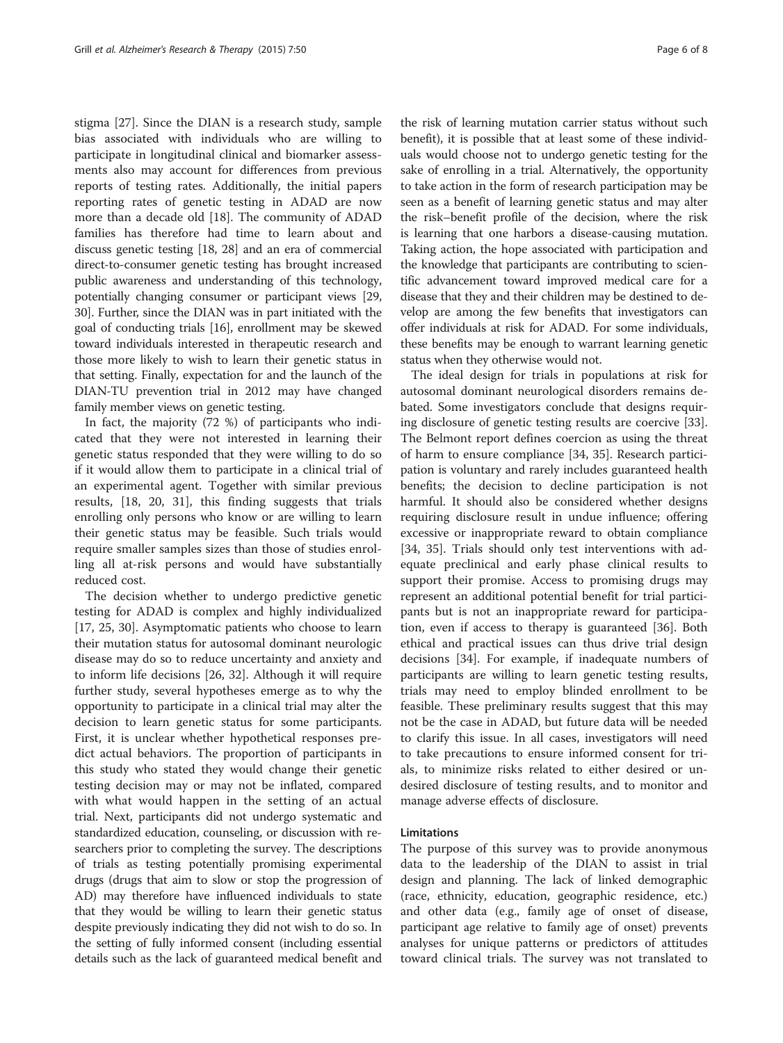stigma [27]. Since the DIAN is a research study, sample bias associated with individuals who are willing to participate in longitudinal clinical and biomarker assessments also may account for differences from previous reports of testing rates. Additionally, the initial papers reporting rates of genetic testing in ADAD are now more than a decade old [18]. The community of ADAD families has therefore had time to learn about and discuss genetic testing [18, 28] and an era of commercial direct-to-consumer genetic testing has brought increased public awareness and understanding of this technology, potentially changing consumer or participant views [29, 30]. Further, since the DIAN was in part initiated with the goal of conducting trials [16], enrollment may be skewed toward individuals interested in therapeutic research and those more likely to wish to learn their genetic status in that setting. Finally, expectation for and the launch of the DIAN-TU prevention trial in 2012 may have changed family member views on genetic testing.

In fact, the majority (72 %) of participants who indicated that they were not interested in learning their genetic status responded that they were willing to do so if it would allow them to participate in a clinical trial of an experimental agent. Together with similar previous results, [18, 20, 31], this finding suggests that trials enrolling only persons who know or are willing to learn their genetic status may be feasible. Such trials would require smaller samples sizes than those of studies enrolling all at-risk persons and would have substantially reduced cost.

The decision whether to undergo predictive genetic testing for ADAD is complex and highly individualized [17, 25, 30]. Asymptomatic patients who choose to learn their mutation status for autosomal dominant neurologic disease may do so to reduce uncertainty and anxiety and to inform life decisions [26, 32]. Although it will require further study, several hypotheses emerge as to why the opportunity to participate in a clinical trial may alter the decision to learn genetic status for some participants. First, it is unclear whether hypothetical responses predict actual behaviors. The proportion of participants in this study who stated they would change their genetic testing decision may or may not be inflated, compared with what would happen in the setting of an actual trial. Next, participants did not undergo systematic and standardized education, counseling, or discussion with researchers prior to completing the survey. The descriptions of trials as testing potentially promising experimental drugs (drugs that aim to slow or stop the progression of AD) may therefore have influenced individuals to state that they would be willing to learn their genetic status despite previously indicating they did not wish to do so. In the setting of fully informed consent (including essential details such as the lack of guaranteed medical benefit and the risk of learning mutation carrier status without such benefit), it is possible that at least some of these individuals would choose not to undergo genetic testing for the sake of enrolling in a trial. Alternatively, the opportunity to take action in the form of research participation may be seen as a benefit of learning genetic status and may alter the risk–benefit profile of the decision, where the risk is learning that one harbors a disease-causing mutation. Taking action, the hope associated with participation and the knowledge that participants are contributing to scientific advancement toward improved medical care for a disease that they and their children may be destined to develop are among the few benefits that investigators can offer individuals at risk for ADAD. For some individuals, these benefits may be enough to warrant learning genetic status when they otherwise would not.

The ideal design for trials in populations at risk for autosomal dominant neurological disorders remains debated. Some investigators conclude that designs requiring disclosure of genetic testing results are coercive [33]. The Belmont report defines coercion as using the threat of harm to ensure compliance [34, 35]. Research participation is voluntary and rarely includes guaranteed health benefits; the decision to decline participation is not harmful. It should also be considered whether designs requiring disclosure result in undue influence; offering excessive or inappropriate reward to obtain compliance [34, 35]. Trials should only test interventions with adequate preclinical and early phase clinical results to support their promise. Access to promising drugs may represent an additional potential benefit for trial participants but is not an inappropriate reward for participation, even if access to therapy is guaranteed [36]. Both ethical and practical issues can thus drive trial design decisions [34]. For example, if inadequate numbers of participants are willing to learn genetic testing results, trials may need to employ blinded enrollment to be feasible. These preliminary results suggest that this may not be the case in ADAD, but future data will be needed to clarify this issue. In all cases, investigators will need to take precautions to ensure informed consent for trials, to minimize risks related to either desired or undesired disclosure of testing results, and to monitor and manage adverse effects of disclosure.

### Limitations

The purpose of this survey was to provide anonymous data to the leadership of the DIAN to assist in trial design and planning. The lack of linked demographic (race, ethnicity, education, geographic residence, etc.) and other data (e.g., family age of onset of disease, participant age relative to family age of onset) prevents analyses for unique patterns or predictors of attitudes toward clinical trials. The survey was not translated to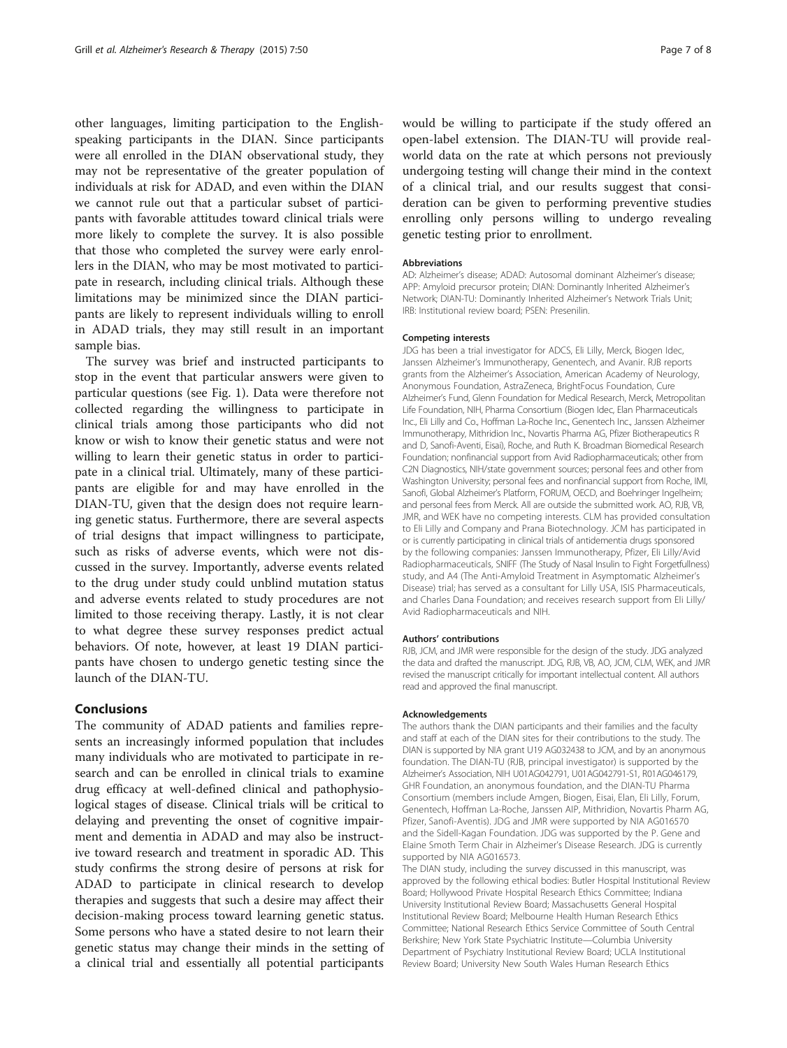other languages, limiting participation to the English-speaking participants in the DIAN. Since participants were all enrolled in the DIAN observational study, they may not be representative of the greater population of individuals at risk for ADAD, and even within the DIAN we cannot rule out that a particular subset of participants with favorable attitudes toward clinical trials were more likely to complete the survey. It is also possible that those who completed the survey were early enrollers in the DIAN, who may be most motivated to participate in research, including clinical trials. Although these limitations may be minimized since the DIAN participants are likely to represent individuals willing to enroll in ADAD trials, they may still result in an important sample bias.

The survey was brief and instructed participants to stop in the event that particular answers were given to particular questions (see Fig. 1). Data were therefore not collected regarding the willingness to participate in clinical trials among those participants who did not know or wish to know their genetic status and were not willing to learn their genetic status in order to participate in a clinical trial. Ultimately, many of these participants are eligible for and may have enrolled in the DIAN-TU, given that the design does not require learning genetic status. Furthermore, there are several aspects of trial designs that impact willingness to participate, such as risks of adverse events, which were not discussed in the survey. Importantly, adverse events related to the drug under study could unblind mutation status and adverse events related to study procedures are not limited to those receiving therapy. Lastly, it is not clear to what degree these survey responses predict actual behaviors. Of note, however, at least 19 DIAN participants have chosen to undergo genetic testing since the launch of the DIAN-TU.

## Conclusions

The community of ADAD patients and families represents an increasingly informed population that includes many individuals who are motivated to participate in research and can be enrolled in clinical trials to examine drug efficacy at well-defined clinical and pathophysiological stages of disease. Clinical trials will be critical to delaying and preventing the onset of cognitive impairment and dementia in ADAD and may also be instructive toward research and treatment in sporadic AD. This study confirms the strong desire of persons at risk for ADAD to participate in clinical research to develop therapies and suggests that such a desire may affect their decision-making process toward learning genetic status. Some persons who have a stated desire to not learn their genetic status may change their minds in the setting of a clinical trial and essentially all potential participants would be willing to participate if the study offered an open-label extension. The DIAN-TU will provide real-world data on the rate at which persons not previously undergoing testing will change their mind in the context of a clinical trial, and our results suggest that consideration can be given to performing preventive studies enrolling only persons willing to undergo revealing genetic testing prior to enrollment.

#### Abbreviations

AD: Alzheimer's disease; ADAD: Autosomal dominant Alzheimer's disease; APP: Amyloid precursor protein; DIAN: Dominantly Inherited Alzheimer's Network; DIAN-TU: Dominantly Inherited Alzheimer's Network Trials Unit; IRB: Institutional review board; PSEN: Presenilin.

#### Competing interests

JDG has been a trial investigator for ADCS, Eli Lilly, Merck, Biogen Idec, Janssen Alzheimer's Immunotherapy, Genentech, and Avanir. RJB reports grants from the Alzheimer's Association, American Academy of Neurology, Anonymous Foundation, AstraZeneca, BrightFocus Foundation, Cure Alzheimer's Fund, Glenn Foundation for Medical Research, Merck, Metropolitan Life Foundation, NIH, Pharma Consortium (Biogen Idec, Elan Pharmaceuticals Inc., Eli Lilly and Co., Hoffman La-Roche Inc., Genentech Inc., Janssen Alzheimer Immunotherapy, Mithridion Inc., Novartis Pharma AG, Pfizer Biotherapeutics R and D, Sanofi-Aventi, Eisai), Roche, and Ruth K. Broadman Biomedical Research Foundation; nonfinancial support from Avid Radiopharmaceuticals; other from C2N Diagnostics, NIH/state government sources; personal fees and other from Washington University; personal fees and nonfinancial support from Roche, IMI, Sanofi, Global Alzheimer's Platform, FORUM, OECD, and Boehringer Ingelheim; and personal fees from Merck. All are outside the submitted work. AO, RJB, VB, JMR, and WEK have no competing interests. CLM has provided consultation to Eli Lilly and Company and Prana Biotechnology. JCM has participated in or is currently participating in clinical trials of antidementia drugs sponsored by the following companies: Janssen Immunotherapy, Pfizer, Eli Lilly/Avid Radiopharmaceuticals, SNIFF (The Study of Nasal Insulin to Fight Forgetfullness) study, and A4 (The Anti-Amyloid Treatment in Asymptomatic Alzheimer's Disease) trial; has served as a consultant for Lilly USA, ISIS Pharmaceuticals, and Charles Dana Foundation; and receives research support from Eli Lilly/Avid Radiopharmaceuticals and NIH.

#### Authors' contributions

RJB, JCM, and JMR were responsible for the design of the study. JDG analyzed the data and drafted the manuscript. JDG, RJB, VB, AO, JCM, CLM, WEK, and JMR revised the manuscript critically for important intellectual content. All authors read and approved the final manuscript.

#### Acknowledgements

The authors thank the DIAN participants and their families and the faculty and staff at each of the DIAN sites for their contributions to the study. The DIAN is supported by NIA grant U19 AG032438 to JCM, and by an anonymous foundation. The DIAN-TU (RJB, principal investigator) is supported by the Alzheimer's Association, NIH U01AG042791, U01AG042791-S1, R01AG046179, GHR Foundation, an anonymous foundation, and the DIAN-TU Pharma Consortium (members include Amgen, Biogen, Eisai, Elan, Eli Lilly, Forum, Genentech, Hoffman La-Roche, Janssen AIP, Mithridion, Novartis Pharm AG, Pfizer, Sanofi-Aventis). JDG and JMR were supported by NIA AG016570 and the Sidell-Kagan Foundation. JDG was supported by the P. Gene and Elaine Smoth Term Chair in Alzheimer's Disease Research. JDG is currently supported by NIA AG016573.

The DIAN study, including the survey discussed in this manuscript, was approved by the following ethical bodies: Butler Hospital Institutional Review Board; Hollywood Private Hospital Research Ethics Committee; Indiana University Institutional Review Board; Massachusetts General Hospital Institutional Review Board; Melbourne Health Human Research Ethics Committee; National Research Ethics Service Committee of South Central Berkshire; New York State Psychiatric Institute—Columbia University Department of Psychiatry Institutional Review Board; UCLA Institutional Review Board; University New South Wales Human Research Ethics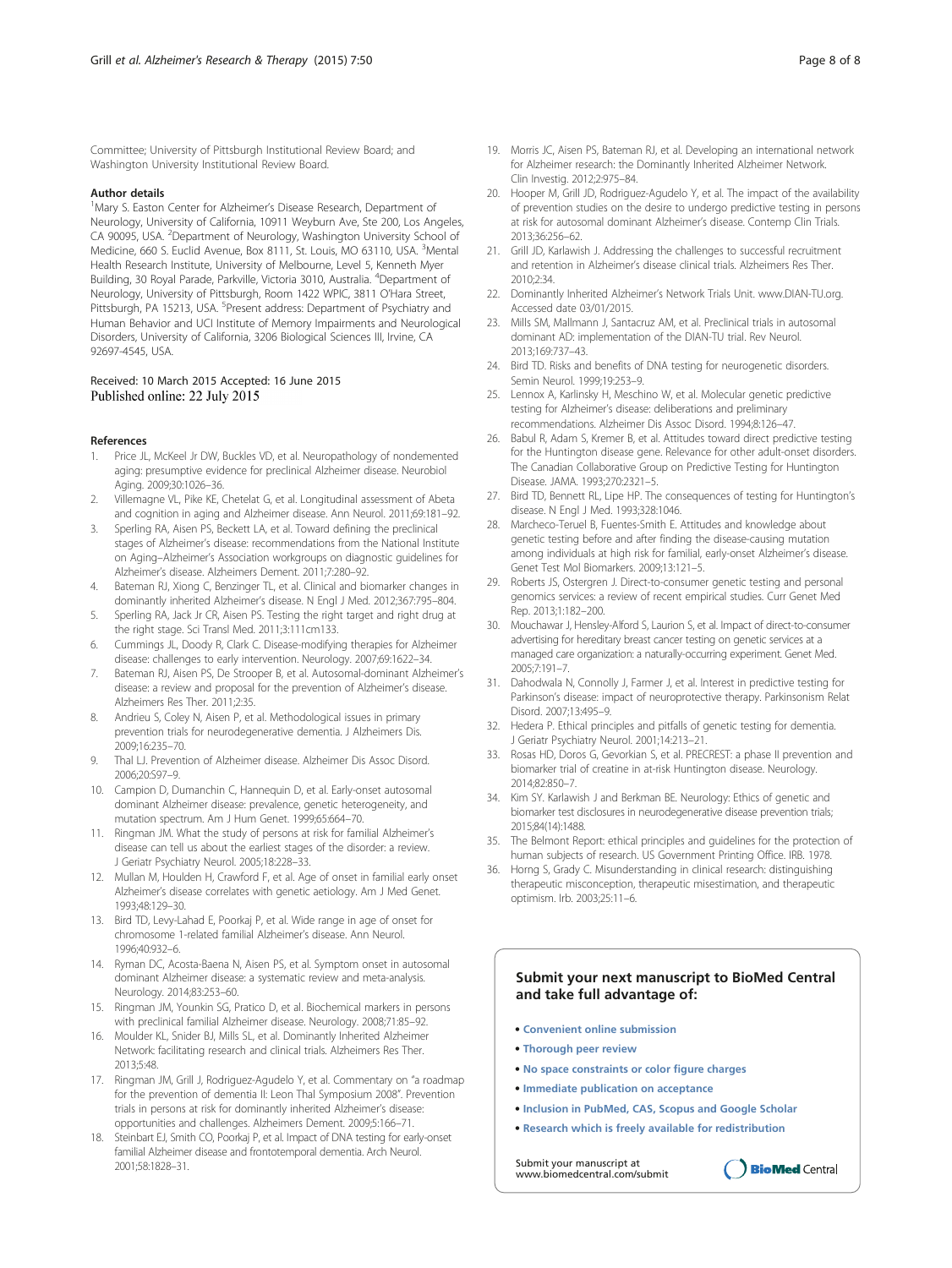Committee; University of Pittsburgh Institutional Review Board; and Washington University Institutional Review Board.

### Author details

[1]Mary S. Easton Center for Alzheimer's Disease Research, Department of Neurology, University of California, 10911 Weyburn Ave, Ste 200, Los Angeles, CA 90095, USA. [2]Department of Neurology, Washington University School of Medicine, 660 S. Euclid Avenue, Box 8111, St. Louis, MO 63110, USA. [3]Mental Health Research Institute, University of Melbourne, Level 5, Kenneth Myer Building, 30 Royal Parade, Parkville, Victoria 3010, Australia. [4]Department of Neurology, University of Pittsburgh, Room 1422 WPIC, 3811 O'Hara Street, Pittsburgh, PA 15213, USA. [5]Present address: Department of Psychiatry and Human Behavior and UCI Institute of Memory Impairments and Neurological Disorders, University of California, 3206 Biological Sciences III, Irvine, CA 92697-4545, USA.

Received: 10 March 2015 Accepted: 16 June 2015
Published online: 22 July 2015

### References

1. Price JL, McKeel Jr DW, Buckles VD, et al. Neuropathology of nondemented aging: presumptive evidence for preclinical Alzheimer disease. Neurobiol Aging. 2009;30:1026–36.
2. Villemagne VL, Pike KE, Chetelat G, et al. Longitudinal assessment of Abeta and cognition in aging and Alzheimer disease. Ann Neurol. 2011;69:181–92.
3. Sperling RA, Aisen PS, Beckett LA, et al. Toward defining the preclinical stages of Alzheimer's disease: recommendations from the National Institute on Aging–Alzheimer's Association workgroups on diagnostic guidelines for Alzheimer's disease. Alzheimers Dement. 2011;7:280–92.
4. Bateman RJ, Xiong C, Benzinger TL, et al. Clinical and biomarker changes in dominantly inherited Alzheimer's disease. N Engl J Med. 2012;367:795–804.
5. Sperling RA, Jack Jr CR, Aisen PS. Testing the right target and right drug at the right stage. Sci Transl Med. 2011;3:111cm133.
6. Cummings JL, Doody R, Clark C. Disease-modifying therapies for Alzheimer disease: challenges to early intervention. Neurology. 2007;69:1622–34.
7. Bateman RJ, Aisen PS, De Strooper B, et al. Autosomal-dominant Alzheimer's disease: a review and proposal for the prevention of Alzheimer's disease. Alzheimers Res Ther. 2011;2:35.
8. Andrieu S, Coley N, Aisen P, et al. Methodological issues in primary prevention trials for neurodegenerative dementia. J Alzheimers Dis. 2009;16:235–70.
9. Thal LJ. Prevention of Alzheimer disease. Alzheimer Dis Assoc Disord. 2006;20:S97–9.
10. Campion D, Dumanchin C, Hannequin D, et al. Early-onset autosomal dominant Alzheimer disease: prevalence, genetic heterogeneity, and mutation spectrum. Am J Hum Genet. 1999;65:664–70.
11. Ringman JM. What the study of persons at risk for familial Alzheimer's disease can tell us about the earliest stages of the disorder: a review. J Geriatr Psychiatry Neurol. 2005;18:228–33.
12. Mullan M, Houlden H, Crawford F, et al. Age of onset in familial early onset Alzheimer's disease correlates with genetic aetiology. Am J Med Genet. 1993;48:129–30.
13. Bird TD, Levy-Lahad E, Poorkaj P, et al. Wide range in age of onset for chromosome 1-related familial Alzheimer's disease. Ann Neurol. 1996;40:932–6.
14. Ryman DC, Acosta-Baena N, Aisen PS, et al. Symptom onset in autosomal dominant Alzheimer disease: a systematic review and meta-analysis. Neurology. 2014;83:253–60.
15. Ringman JM, Younkin SG, Pratico D, et al. Biochemical markers in persons with preclinical familial Alzheimer disease. Neurology. 2008;71:85–92.
16. Moulder KL, Snider BJ, Mills SL, et al. Dominantly Inherited Alzheimer Network: facilitating research and clinical trials. Alzheimers Res Ther. 2013;5:48.
17. Ringman JM, Grill J, Rodriguez-Agudelo Y, et al. Commentary on "a roadmap for the prevention of dementia II: Leon Thal Symposium 2008". Prevention trials in persons at risk for dominantly inherited Alzheimer's disease: opportunities and challenges. Alzheimers Dement. 2009;5:166–71.
18. Steinbart EJ, Smith CO, Poorkaj P, et al. Impact of DNA testing for early-onset familial Alzheimer disease and frontotemporal dementia. Arch Neurol. 2001;58:1828–31.
19. Morris JC, Aisen PS, Bateman RJ, et al. Developing an international network for Alzheimer research: the Dominantly Inherited Alzheimer Network. Clin Investig. 2012;2:975–84.
20. Hooper M, Grill JD, Rodriguez-Agudelo Y, et al. The impact of the availability of prevention studies on the desire to undergo predictive testing in persons at risk for autosomal dominant Alzheimer's disease. Contemp Clin Trials. 2013;36:256–62.
21. Grill JD, Karlawish J. Addressing the challenges to successful recruitment and retention in Alzheimer's disease clinical trials. Alzheimers Res Ther. 2010;2:34.
22. Dominantly Inherited Alzheimer's Network Trials Unit. www.DIAN-TU.org. Accessed date 03/01/2015.
23. Mills SM, Mallmann J, Santacruz AM, et al. Preclinical trials in autosomal dominant AD: implementation of the DIAN-TU trial. Rev Neurol. 2013;169:737–43.
24. Bird TD. Risks and benefits of DNA testing for neurogenetic disorders. Semin Neurol. 1999;19:253–9.
25. Lennox A, Karlinsky H, Meschino W, et al. Molecular genetic predictive testing for Alzheimer's disease: deliberations and preliminary recommendations. Alzheimer Dis Assoc Disord. 1994;8:126–47.
26. Babul R, Adam S, Kremer B, et al. Attitudes toward direct predictive testing for the Huntington disease gene. Relevance for other adult-onset disorders. The Canadian Collaborative Group on Predictive Testing for Huntington Disease. JAMA. 1993;270:2321–5.
27. Bird TD, Bennett RL, Lipe HP. The consequences of testing for Huntington's disease. N Engl J Med. 1993;328:1046.
28. Marcheco-Teruel B, Fuentes-Smith E. Attitudes and knowledge about genetic testing before and after finding the disease-causing mutation among individuals at high risk for familial, early-onset Alzheimer's disease. Genet Test Mol Biomarkers. 2009;13:121–5.
29. Roberts JS, Ostergren J. Direct-to-consumer genetic testing and personal genomics services: a review of recent empirical studies. Curr Genet Med Rep. 2013;1:182–200.
30. Mouchawar J, Hensley-Alford S, Laurion S, et al. Impact of direct-to-consumer advertising for hereditary breast cancer testing on genetic services at a managed care organization: a naturally-occurring experiment. Genet Med. 2005;7:191–7.
31. Dahodwala N, Connolly J, Farmer J, et al. Interest in predictive testing for Parkinson's disease: impact of neuroprotective therapy. Parkinsonism Relat Disord. 2007;13:495–9.
32. Hedera P. Ethical principles and pitfalls of genetic testing for dementia. J Geriatr Psychiatry Neurol. 2001;14:213–21.
33. Rosas HD, Doros G, Gevorkian S, et al. PRECREST: a phase II prevention and biomarker trial of creatine in at-risk Huntington disease. Neurology. 2014;82:850–7.
34. Kim SY. Karlawish J and Berkman BE. Neurology: Ethics of genetic and biomarker test disclosures in neurodegenerative disease prevention trials; 2015;84(14):1488.
35. The Belmont Report: ethical principles and guidelines for the protection of human subjects of research. US Government Printing Office. IRB. 1978.
36. Horng S, Grady C. Misunderstanding in clinical research: distinguishing therapeutic misconception, therapeutic misestimation, and therapeutic optimism. Irb. 2003;25:11–6.

**Submit your next manuscript to BioMed Central and take full advantage of:**

- Convenient online submission
- Thorough peer review
- No space constraints or color figure charges
- Immediate publication on acceptance
- Inclusion in PubMed, CAS, Scopus and Google Scholar
- Research which is freely available for redistribution

Submit your manuscript at www.biomedcentral.com/submit

BioMed Central